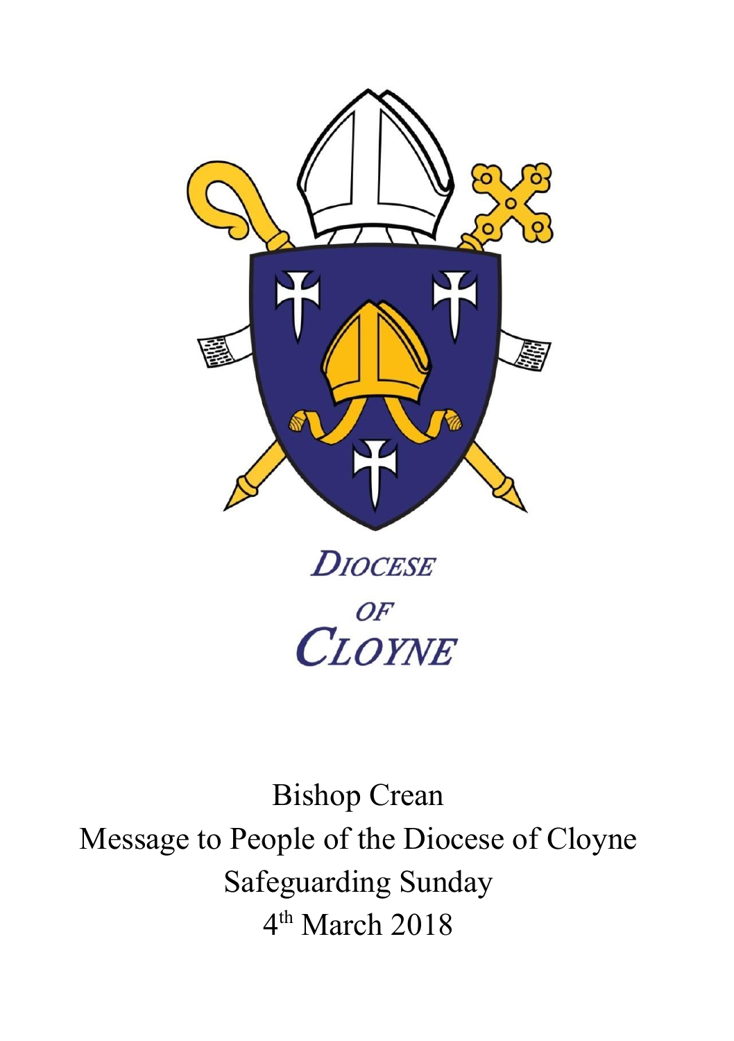DIOCESE OF CLOYNE

# Bishop Crean

# Message to People of the Diocese of Cloyne

# Safeguarding Sunday

# 4th March 2018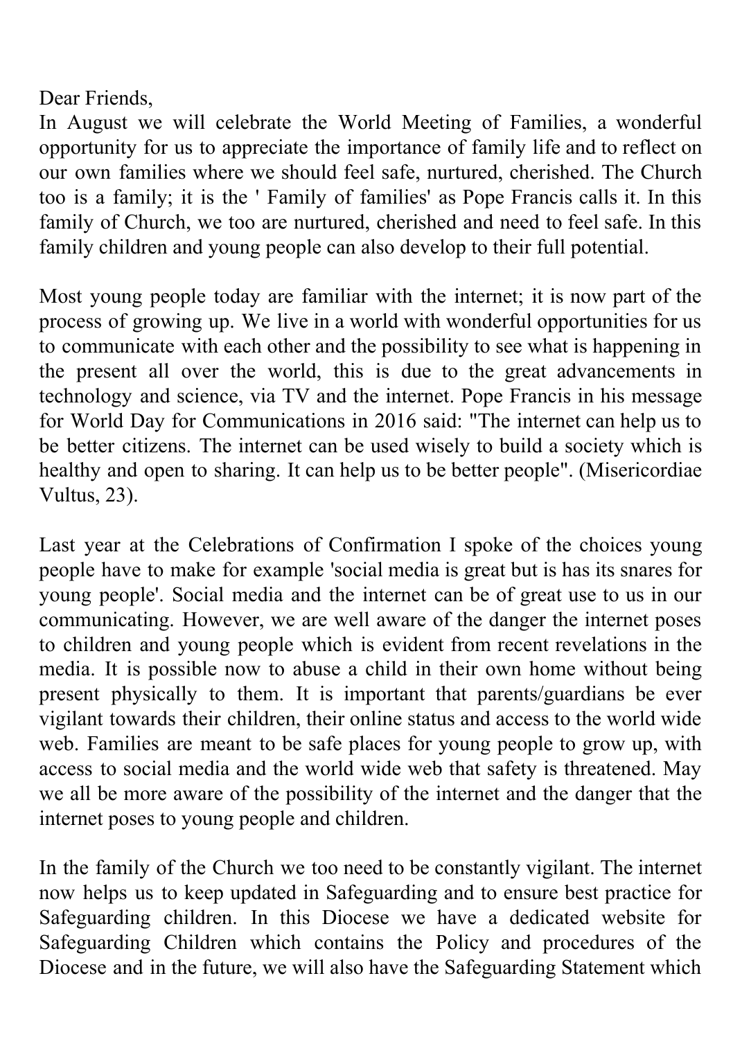Dear Friends,

In August we will celebrate the World Meeting of Families, a wonderful opportunity for us to appreciate the importance of family life and to reflect on our own families where we should feel safe, nurtured, cherished. The Church too is a family; it is the ' Family of families' as Pope Francis calls it. In this family of Church, we too are nurtured, cherished and need to feel safe. In this family children and young people can also develop to their full potential.

Most young people today are familiar with the internet; it is now part of the process of growing up. We live in a world with wonderful opportunities for us to communicate with each other and the possibility to see what is happening in the present all over the world, this is due to the great advancements in technology and science, via TV and the internet. Pope Francis in his message for World Day for Communications in 2016 said: "The internet can help us to be better citizens. The internet can be used wisely to build a society which is healthy and open to sharing. It can help us to be better people". (Misericordiae Vultus, 23).

Last year at the Celebrations of Confirmation I spoke of the choices young people have to make for example 'social media is great but is has its snares for young people'. Social media and the internet can be of great use to us in our communicating. However, we are well aware of the danger the internet poses to children and young people which is evident from recent revelations in the media. It is possible now to abuse a child in their own home without being present physically to them. It is important that parents/guardians be ever vigilant towards their children, their online status and access to the world wide web. Families are meant to be safe places for young people to grow up, with access to social media and the world wide web that safety is threatened. May we all be more aware of the possibility of the internet and the danger that the internet poses to young people and children.

In the family of the Church we too need to be constantly vigilant. The internet now helps us to keep updated in Safeguarding and to ensure best practice for Safeguarding children. In this Diocese we have a dedicated website for Safeguarding Children which contains the Policy and procedures of the Diocese and in the future, we will also have the Safeguarding Statement which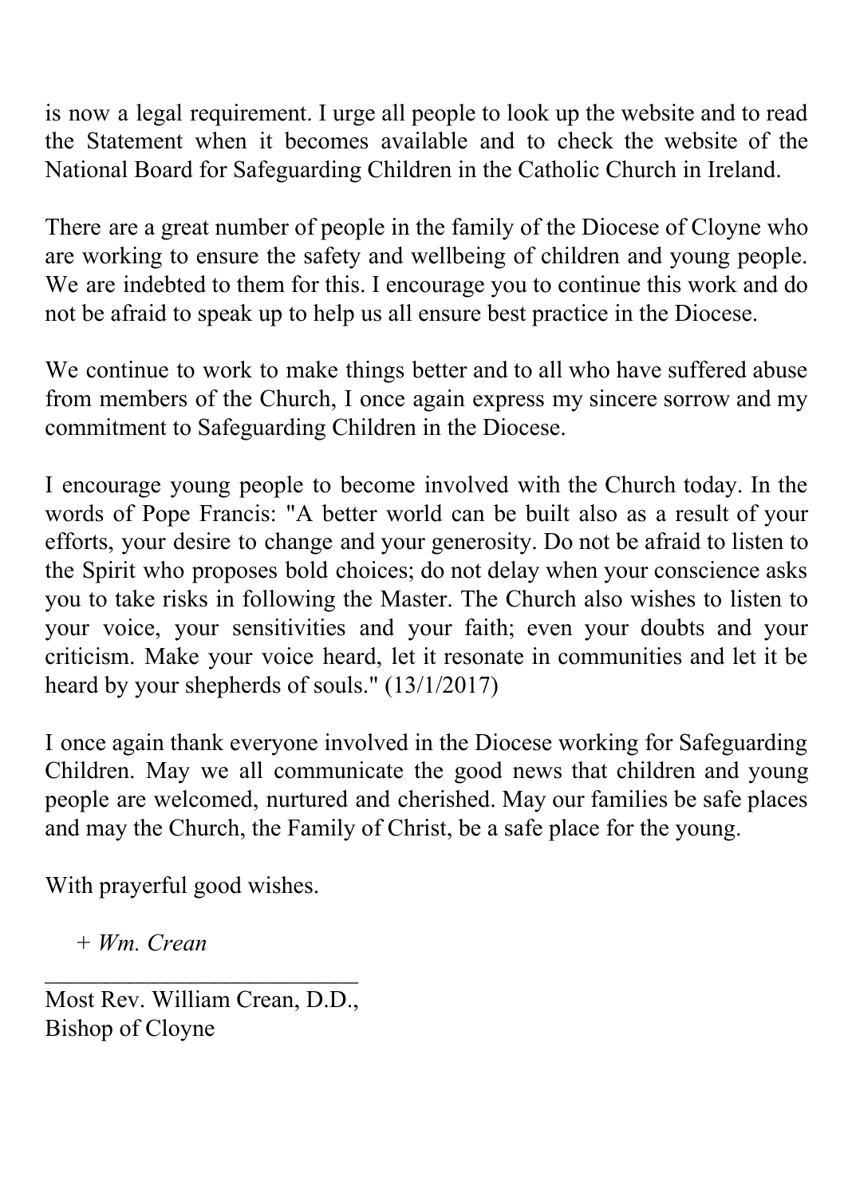is now a legal requirement. I urge all people to look up the website and to read the Statement when it becomes available and to check the website of the National Board for Safeguarding Children in the Catholic Church in Ireland.

There are a great number of people in the family of the Diocese of Cloyne who are working to ensure the safety and wellbeing of children and young people. We are indebted to them for this. I encourage you to continue this work and do not be afraid to speak up to help us all ensure best practice in the Diocese.

We continue to work to make things better and to all who have suffered abuse from members of the Church, I once again express my sincere sorrow and my commitment to Safeguarding Children in the Diocese.

I encourage young people to become involved with the Church today. In the words of Pope Francis: "A better world can be built also as a result of your efforts, your desire to change and your generosity. Do not be afraid to listen to the Spirit who proposes bold choices; do not delay when your conscience asks you to take risks in following the Master. The Church also wishes to listen to your voice, your sensitivities and your faith; even your doubts and your criticism. Make your voice heard, let it resonate in communities and let it be heard by your shepherds of souls." (13/1/2017)

I once again thank everyone involved in the Diocese working for Safeguarding Children. May we all communicate the good news that children and young people are welcomed, nurtured and cherished. May our families be safe places and may the Church, the Family of Christ, be a safe place for the young.

With prayerful good wishes.

*+ Wm. Crean*

___________________________

Most Rev. William Crean, D.D.,
Bishop of Cloyne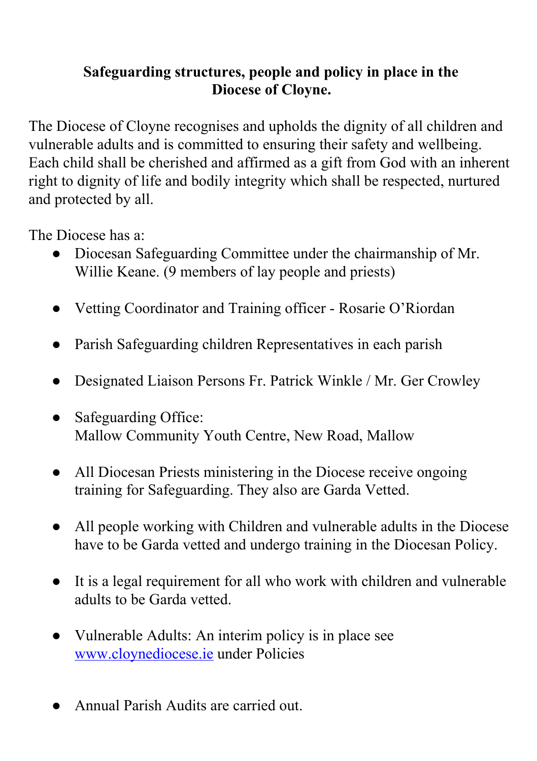**Safeguarding structures, people and policy in place in the Diocese of Cloyne.**

The Diocese of Cloyne recognises and upholds the dignity of all children and vulnerable adults and is committed to ensuring their safety and wellbeing. Each child shall be cherished and affirmed as a gift from God with an inherent right to dignity of life and bodily integrity which shall be respected, nurtured and protected by all.

The Diocese has a:

- Diocesan Safeguarding Committee under the chairmanship of Mr. Willie Keane. (9 members of lay people and priests)

- Vetting Coordinator and Training officer - Rosarie O'Riordan

- Parish Safeguarding children Representatives in each parish

- Designated Liaison Persons Fr. Patrick Winkle / Mr. Ger Crowley

- Safeguarding Office:
  Mallow Community Youth Centre, New Road, Mallow

- All Diocesan Priests ministering in the Diocese receive ongoing training for Safeguarding. They also are Garda Vetted.

- All people working with Children and vulnerable adults in the Diocese have to be Garda vetted and undergo training in the Diocesan Policy.

- It is a legal requirement for all who work with children and vulnerable adults to be Garda vetted.

- Vulnerable Adults: An interim policy is in place see [www.cloynediocese.ie](http://www.cloynediocese.ie) under Policies

- Annual Parish Audits are carried out.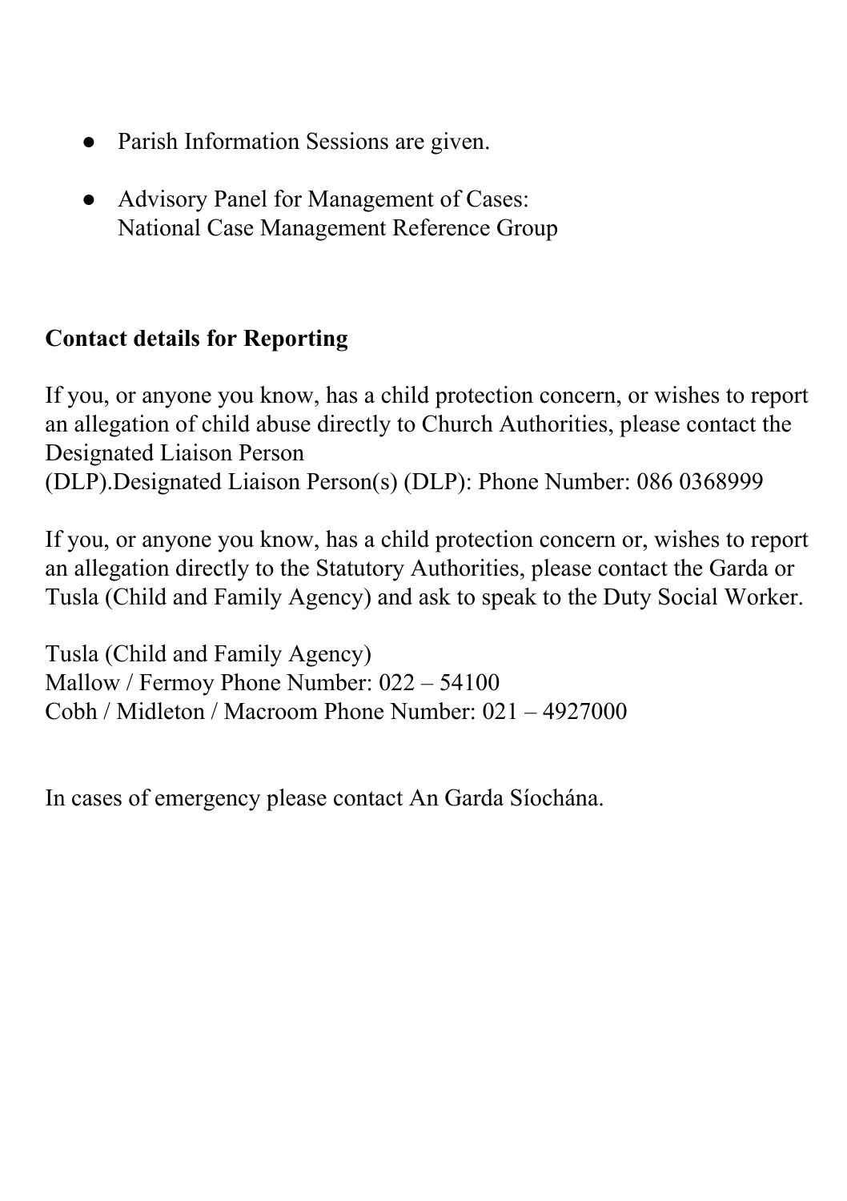- Parish Information Sessions are given.
- Advisory Panel for Management of Cases:
  National Case Management Reference Group

**Contact details for Reporting**

If you, or anyone you know, has a child protection concern, or wishes to report an allegation of child abuse directly to Church Authorities, please contact the Designated Liaison Person
(DLP).Designated Liaison Person(s) (DLP): Phone Number: 086 0368999

If you, or anyone you know, has a child protection concern or, wishes to report an allegation directly to the Statutory Authorities, please contact the Garda or Tusla (Child and Family Agency) and ask to speak to the Duty Social Worker.

Tusla (Child and Family Agency)
Mallow / Fermoy Phone Number: 022 – 54100
Cobh / Midleton / Macroom Phone Number: 021 – 4927000

In cases of emergency please contact An Garda Síochána.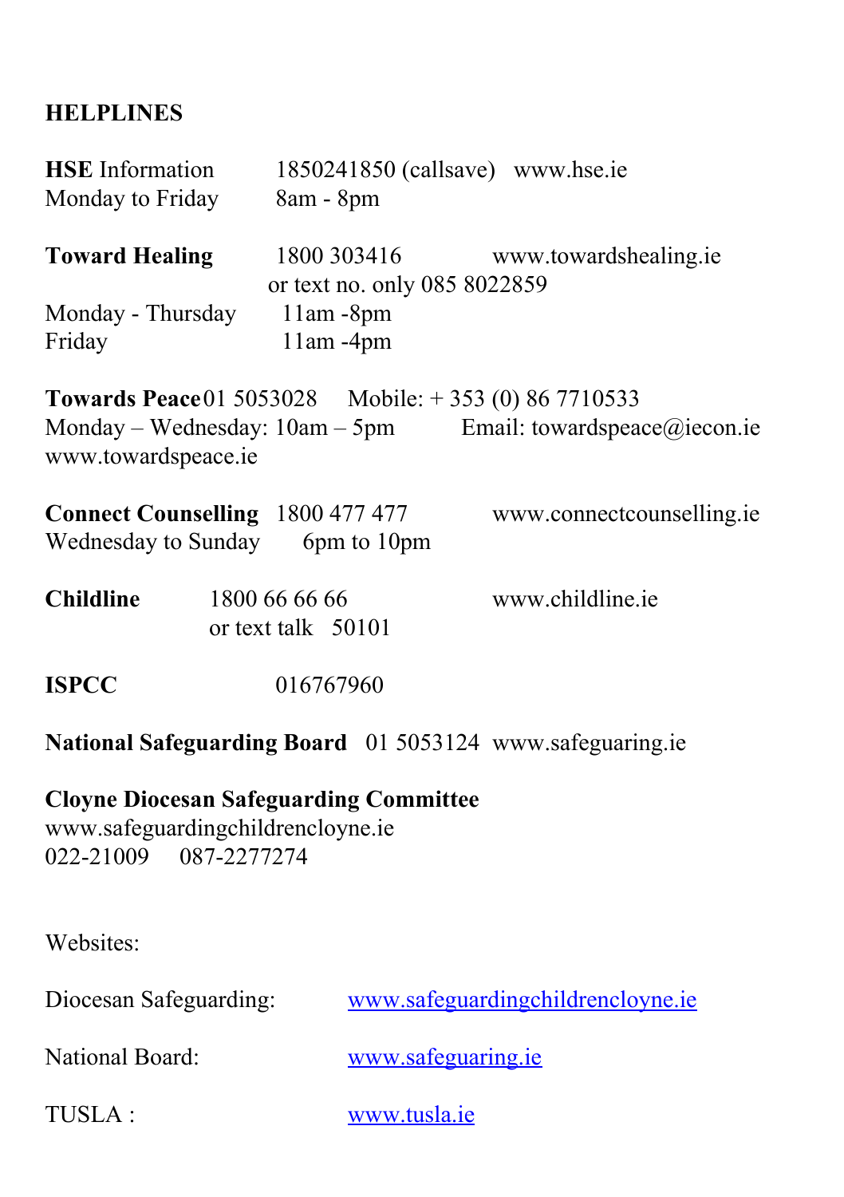## HELPLINES

**HSE** Information 1850241850 (callsave) www.hse.ie
Monday to Friday 8am - 8pm

**Toward Healing** 1800 303416 www.towardshealing.ie
or text no. only 085 8022859
Monday - Thursday 11am -8pm
Friday 11am -4pm

**Towards Peace** 01 5053028 Mobile: + 353 (0) 86 7710533
Monday – Wednesday: 10am – 5pm Email: towardspeace@iecon.ie
www.towardspeace.ie

**Connect Counselling** 1800 477 477 www.connectcounselling.ie
Wednesday to Sunday 6pm to 10pm

**Childline** 1800 66 66 66 www.childline.ie
or text talk 50101

**ISPCC** 016767960

**National Safeguarding Board** 01 5053124 www.safeguaring.ie

**Cloyne Diocesan Safeguarding Committee**
www.safeguardingchildrencloyne.ie
022-21009 087-2277274

Websites:

Diocesan Safeguarding: [www.safeguardingchildrencloyne.ie](www.safeguardingchildrencloyne.ie)

National Board: [www.safeguaring.ie](www.safeguaring.ie)

TUSLA : [www.tusla.ie](www.tusla.ie)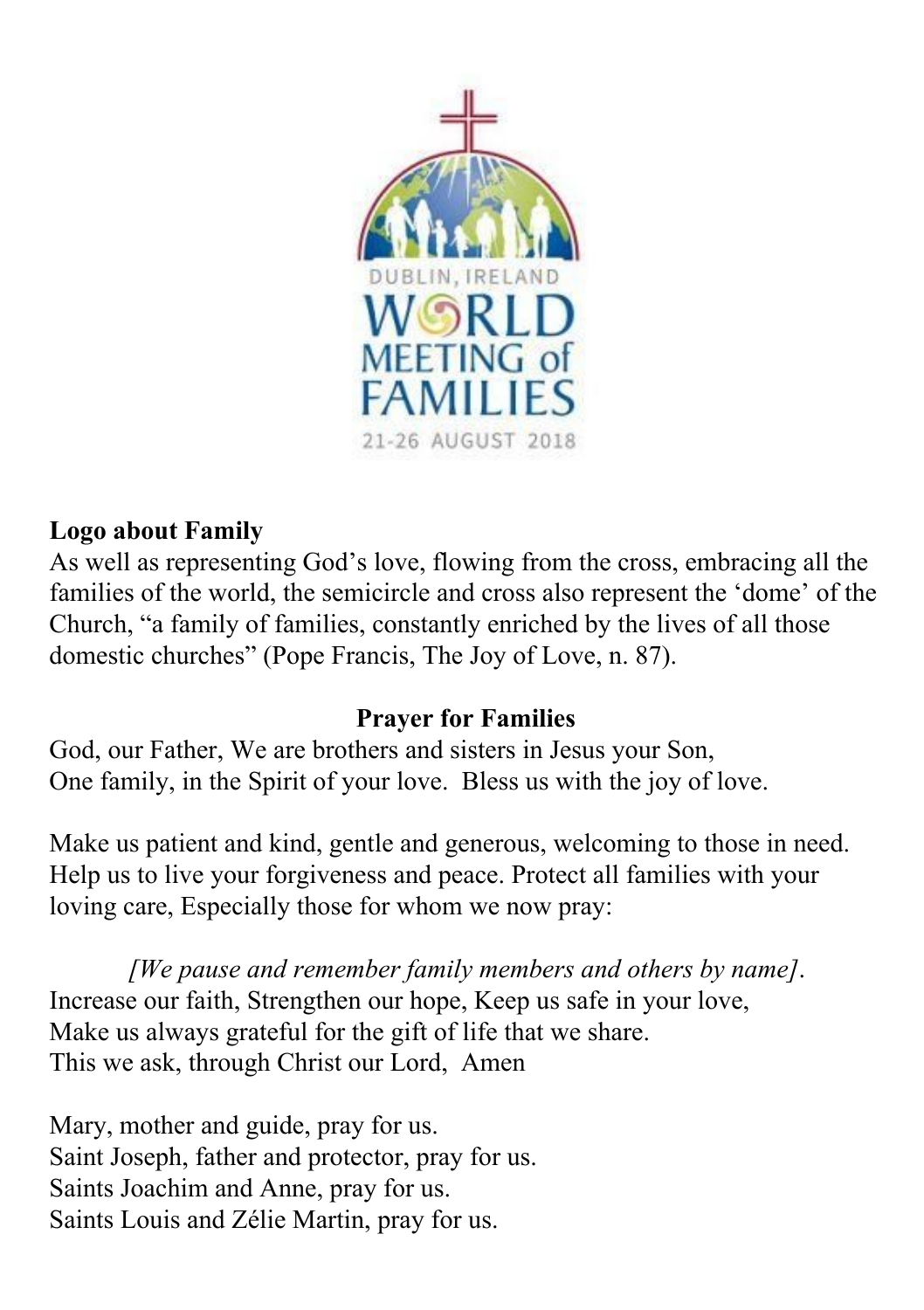DUBLIN, IRELAND

WORLD MEETING of FAMILIES

21-26 AUGUST 2018

**Logo about Family**

As well as representing God's love, flowing from the cross, embracing all the families of the world, the semicircle and cross also represent the 'dome' of the Church, "a family of families, constantly enriched by the lives of all those domestic churches" (Pope Francis, The Joy of Love, n. 87).

**Prayer for Families**

God, our Father, We are brothers and sisters in Jesus your Son,
One family, in the Spirit of your love. Bless us with the joy of love.

Make us patient and kind, gentle and generous, welcoming to those in need. Help us to live your forgiveness and peace. Protect all families with your loving care, Especially those for whom we now pray:

*[We pause and remember family members and others by name]*.
Increase our faith, Strengthen our hope, Keep us safe in your love,
Make us always grateful for the gift of life that we share.
This we ask, through Christ our Lord, Amen

Mary, mother and guide, pray for us.
Saint Joseph, father and protector, pray for us.
Saints Joachim and Anne, pray for us.
Saints Louis and Zélie Martin, pray for us.